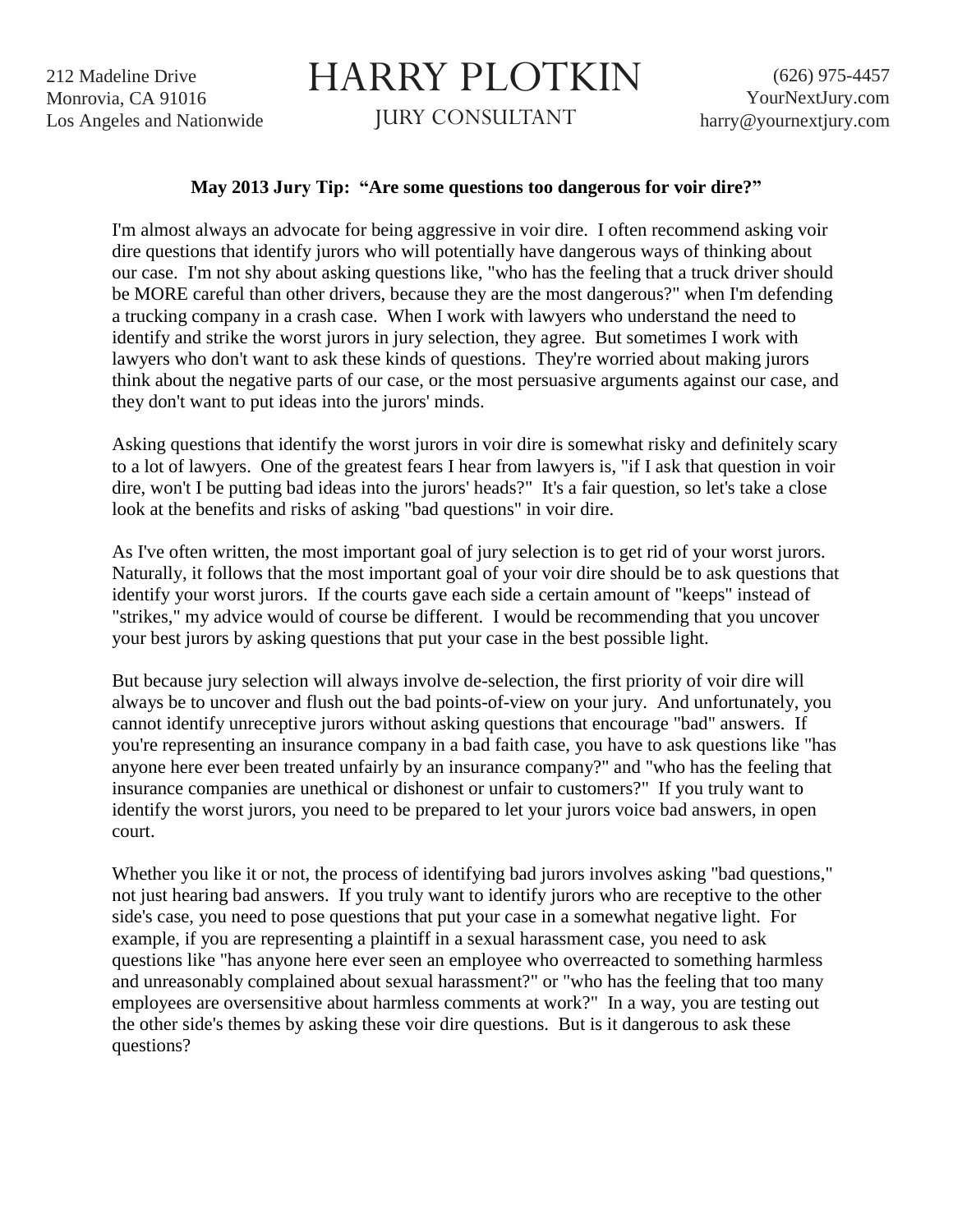212 Madeline Drive
Monrovia, CA 91016
Los Angeles and Nationwide

# HARRY PLOTKIN

JURY CONSULTANT

(626) 975-4457
YourNextJury.com
harry@yournextjury.com

**May 2013 Jury Tip: "Are some questions too dangerous for voir dire?"**

I'm almost always an advocate for being aggressive in voir dire. I often recommend asking voir dire questions that identify jurors who will potentially have dangerous ways of thinking about our case. I'm not shy about asking questions like, "who has the feeling that a truck driver should be MORE careful than other drivers, because they are the most dangerous?" when I'm defending a trucking company in a crash case. When I work with lawyers who understand the need to identify and strike the worst jurors in jury selection, they agree. But sometimes I work with lawyers who don't want to ask these kinds of questions. They're worried about making jurors think about the negative parts of our case, or the most persuasive arguments against our case, and they don't want to put ideas into the jurors' minds.

Asking questions that identify the worst jurors in voir dire is somewhat risky and definitely scary to a lot of lawyers. One of the greatest fears I hear from lawyers is, "if I ask that question in voir dire, won't I be putting bad ideas into the jurors' heads?" It's a fair question, so let's take a close look at the benefits and risks of asking "bad questions" in voir dire.

As I've often written, the most important goal of jury selection is to get rid of your worst jurors. Naturally, it follows that the most important goal of your voir dire should be to ask questions that identify your worst jurors. If the courts gave each side a certain amount of "keeps" instead of "strikes," my advice would of course be different. I would be recommending that you uncover your best jurors by asking questions that put your case in the best possible light.

But because jury selection will always involve de-selection, the first priority of voir dire will always be to uncover and flush out the bad points-of-view on your jury. And unfortunately, you cannot identify unreceptive jurors without asking questions that encourage "bad" answers. If you're representing an insurance company in a bad faith case, you have to ask questions like "has anyone here ever been treated unfairly by an insurance company?" and "who has the feeling that insurance companies are unethical or dishonest or unfair to customers?" If you truly want to identify the worst jurors, you need to be prepared to let your jurors voice bad answers, in open court.

Whether you like it or not, the process of identifying bad jurors involves asking "bad questions," not just hearing bad answers. If you truly want to identify jurors who are receptive to the other side's case, you need to pose questions that put your case in a somewhat negative light. For example, if you are representing a plaintiff in a sexual harassment case, you need to ask questions like "has anyone here ever seen an employee who overreacted to something harmless and unreasonably complained about sexual harassment?" or "who has the feeling that too many employees are oversensitive about harmless comments at work?" In a way, you are testing out the other side's themes by asking these voir dire questions. But is it dangerous to ask these questions?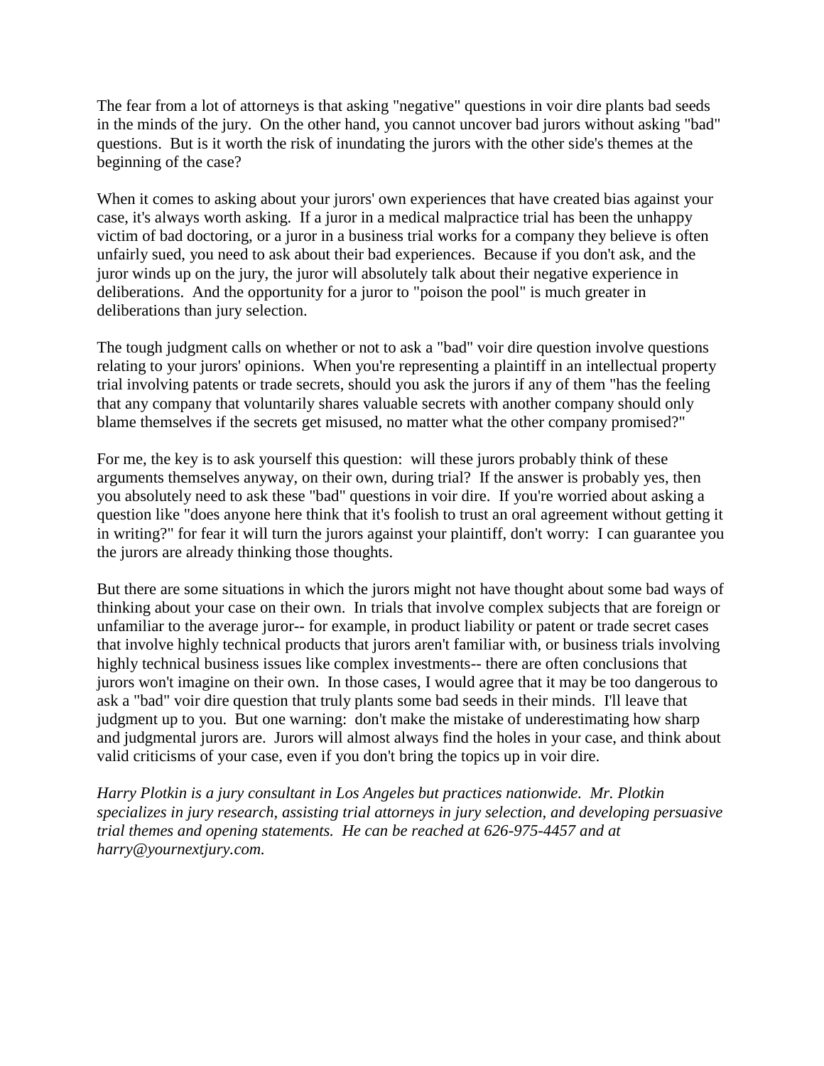The fear from a lot of attorneys is that asking "negative" questions in voir dire plants bad seeds in the minds of the jury. On the other hand, you cannot uncover bad jurors without asking "bad" questions. But is it worth the risk of inundating the jurors with the other side's themes at the beginning of the case?

When it comes to asking about your jurors' own experiences that have created bias against your case, it's always worth asking. If a juror in a medical malpractice trial has been the unhappy victim of bad doctoring, or a juror in a business trial works for a company they believe is often unfairly sued, you need to ask about their bad experiences. Because if you don't ask, and the juror winds up on the jury, the juror will absolutely talk about their negative experience in deliberations. And the opportunity for a juror to "poison the pool" is much greater in deliberations than jury selection.

The tough judgment calls on whether or not to ask a "bad" voir dire question involve questions relating to your jurors' opinions. When you're representing a plaintiff in an intellectual property trial involving patents or trade secrets, should you ask the jurors if any of them "has the feeling that any company that voluntarily shares valuable secrets with another company should only blame themselves if the secrets get misused, no matter what the other company promised?"

For me, the key is to ask yourself this question: will these jurors probably think of these arguments themselves anyway, on their own, during trial? If the answer is probably yes, then you absolutely need to ask these "bad" questions in voir dire. If you're worried about asking a question like "does anyone here think that it's foolish to trust an oral agreement without getting it in writing?" for fear it will turn the jurors against your plaintiff, don't worry: I can guarantee you the jurors are already thinking those thoughts.

But there are some situations in which the jurors might not have thought about some bad ways of thinking about your case on their own. In trials that involve complex subjects that are foreign or unfamiliar to the average juror-- for example, in product liability or patent or trade secret cases that involve highly technical products that jurors aren't familiar with, or business trials involving highly technical business issues like complex investments-- there are often conclusions that jurors won't imagine on their own. In those cases, I would agree that it may be too dangerous to ask a "bad" voir dire question that truly plants some bad seeds in their minds. I'll leave that judgment up to you. But one warning: don't make the mistake of underestimating how sharp and judgmental jurors are. Jurors will almost always find the holes in your case, and think about valid criticisms of your case, even if you don't bring the topics up in voir dire.

*Harry Plotkin is a jury consultant in Los Angeles but practices nationwide. Mr. Plotkin specializes in jury research, assisting trial attorneys in jury selection, and developing persuasive trial themes and opening statements. He can be reached at 626-975-4457 and at harry@yournextjury.com.*